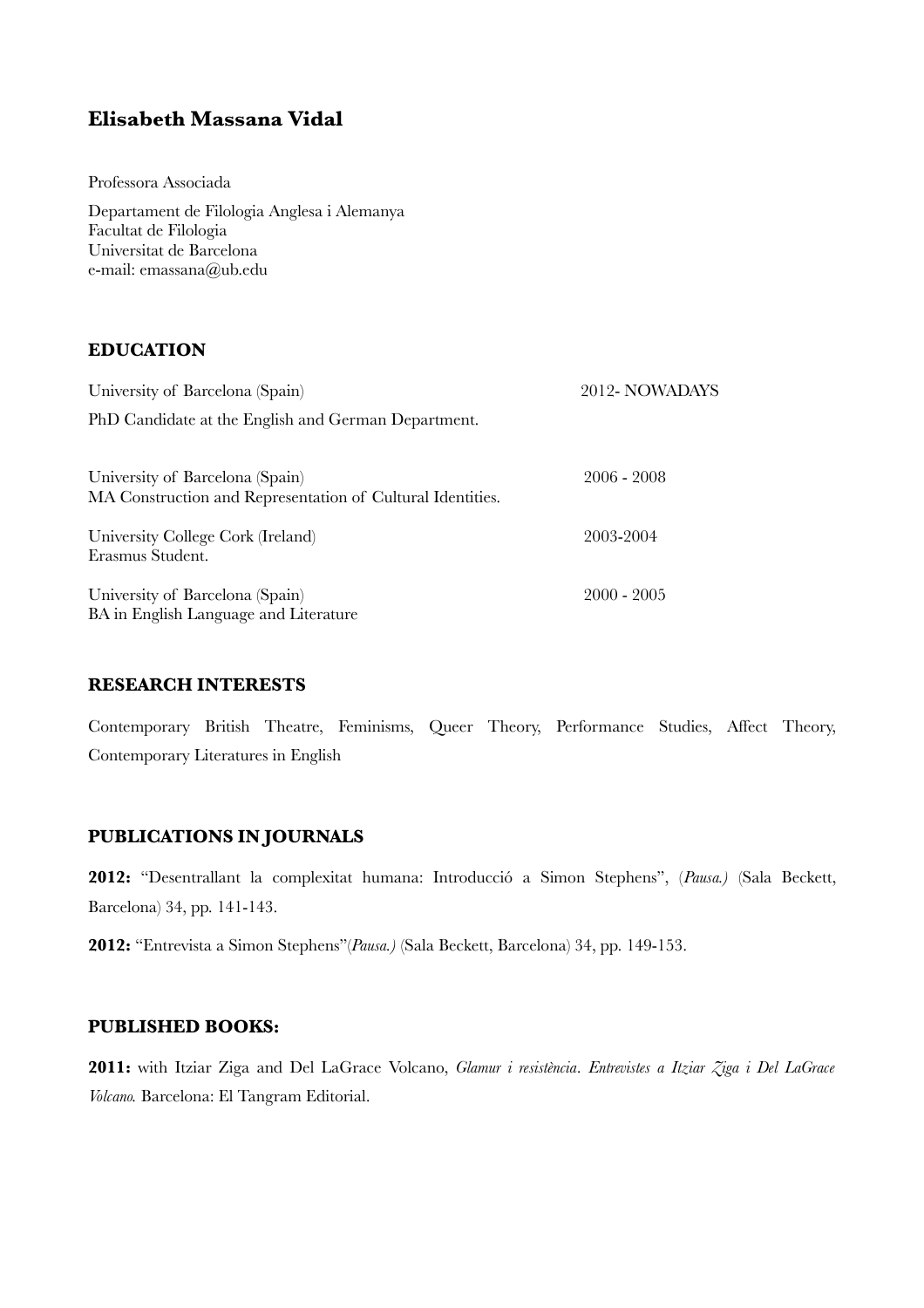# Elisabeth Massana Vidal

Professora Associada

Departament de Filologia Anglesa i Alemanya
Facultat de Filologia
Universitat de Barcelona
e-mail: emassana@ub.edu

## EDUCATION

University of Barcelona (Spain) — 2012- NOWADAYS
PhD Candidate at the English and German Department.

University of Barcelona (Spain) — 2006 - 2008
MA Construction and Representation of Cultural Identities.

University College Cork (Ireland) — 2003-2004
Erasmus Student.

University of Barcelona (Spain) — 2000 - 2005
BA in English Language and Literature

## RESEARCH INTERESTS

Contemporary British Theatre, Feminisms, Queer Theory, Performance Studies, Affect Theory, Contemporary Literatures in English

## PUBLICATIONS IN JOURNALS

**2012:** "Desentrallant la complexitat humana: Introducció a Simon Stephens", (*Pausa.)* (Sala Beckett, Barcelona) 34, pp. 141-143.

**2012:** "Entrevista a Simon Stephens"(*Pausa.)* (Sala Beckett, Barcelona) 34, pp. 149-153.

## PUBLISHED BOOKS:

**2011:** with Itziar Ziga and Del LaGrace Volcano, *Glamur i resistència*. *Entrevistes a Itziar Ziga i Del LaGrace Volcano.* Barcelona: El Tangram Editorial.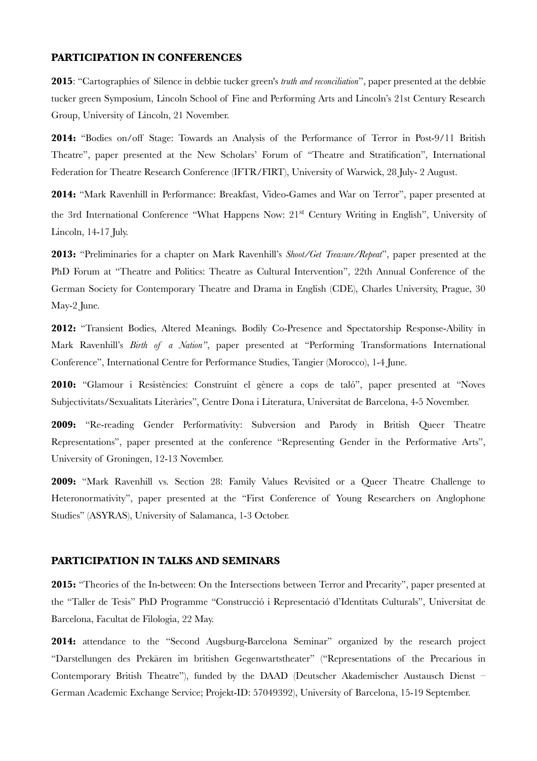## PARTICIPATION IN CONFERENCES

**2015**: "Cartographies of Silence in debbie tucker green's *truth and reconciliation*", paper presented at the debbie tucker green Symposium, Lincoln School of Fine and Performing Arts and Lincoln's 21st Century Research Group, University of Lincoln, 21 November.

**2014:** "Bodies on/off Stage: Towards an Analysis of the Performance of Terror in Post-9/11 British Theatre", paper presented at the New Scholars' Forum of "Theatre and Stratification", International Federation for Theatre Research Conference (IFTR/FIRT), University of Warwick, 28 July- 2 August.

**2014:** "Mark Ravenhill in Performance: Breakfast, Video-Games and War on Terror", paper presented at the 3rd International Conference "What Happens Now: 21st Century Writing in English", University of Lincoln, 14-17 July.

**2013:** "Preliminaries for a chapter on Mark Ravenhill's *Shoot/Get Treasure/Repeat*", paper presented at the PhD Forum at "Theatre and Politics: Theatre as Cultural Intervention", 22th Annual Conference of the German Society for Contemporary Theatre and Drama in English (CDE), Charles University, Prague, 30 May-2 June.

**2012:** "Transient Bodies, Altered Meanings. Bodily Co-Presence and Spectatorship Response-Ability in Mark Ravenhill's *Birth of a Nation"*, paper presented at "Performing Transformations International Conference", International Centre for Performance Studies, Tangier (Morocco), 1-4 June.

**2010:** "Glamour i Resistències: Construint el gènere a cops de taló", paper presented at "Noves Subjectivitats/Sexualitats Literàries", Centre Dona i Literatura, Universitat de Barcelona, 4-5 November.

**2009:** "Re-reading Gender Performativity: Subversion and Parody in British Queer Theatre Representations", paper presented at the conference "Representing Gender in the Performative Arts", University of Groningen, 12-13 November.

**2009:** "Mark Ravenhill vs. Section 28: Family Values Revisited or a Queer Theatre Challenge to Heteronormativity", paper presented at the "First Conference of Young Researchers on Anglophone Studies" (ASYRAS), University of Salamanca, 1-3 October.

## PARTICIPATION IN TALKS AND SEMINARS

**2015:** "Theories of the In-between: On the Intersections between Terror and Precarity", paper presented at the "Taller de Tesis" PhD Programme "Construcció i Representació d'Identitats Culturals", Universitat de Barcelona, Facultat de Filologia, 22 May.

**2014:** attendance to the "Second Augsburg-Barcelona Seminar" organized by the research project "Darstellungen des Prekären im britishen Gegenwartstheater" ("Representations of the Precarious in Contemporary British Theatre"), funded by the DAAD (Deutscher Akademischer Austausch Dienst – German Academic Exchange Service; Projekt-ID: 57049392), University of Barcelona, 15-19 September.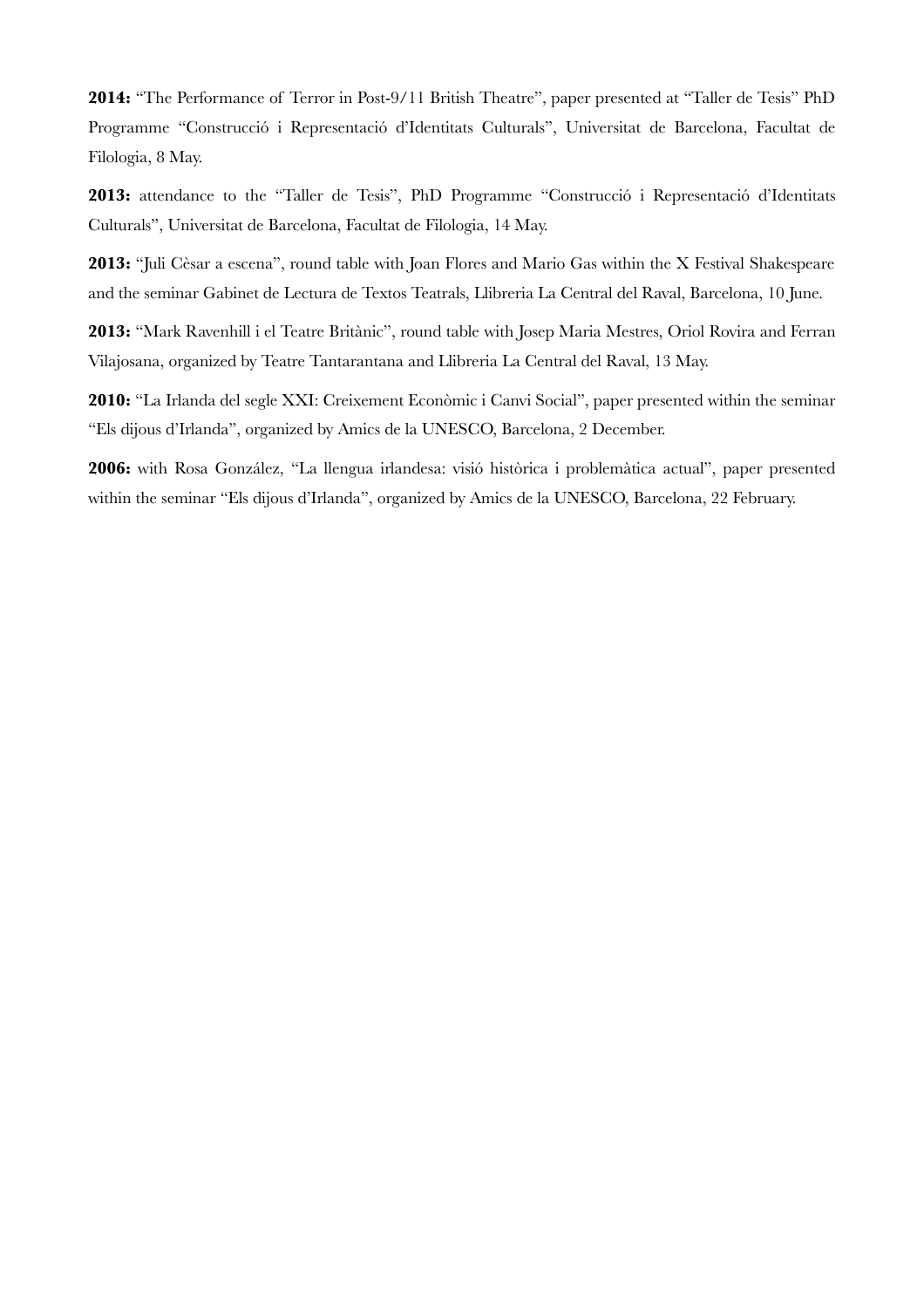**2014:** “The Performance of Terror in Post-9/11 British Theatre”, paper presented at “Taller de Tesis” PhD Programme “Construcció i Representació d’Identitats Culturals”, Universitat de Barcelona, Facultat de Filologia, 8 May.

**2013:** attendance to the “Taller de Tesis”, PhD Programme “Construcció i Representació d’Identitats Culturals”, Universitat de Barcelona, Facultat de Filologia, 14 May.

**2013:** “Juli Cèsar a escena”, round table with Joan Flores and Mario Gas within the X Festival Shakespeare and the seminar Gabinet de Lectura de Textos Teatrals, Llibreria La Central del Raval, Barcelona, 10 June.

**2013:** “Mark Ravenhill i el Teatre Britànic”, round table with Josep Maria Mestres, Oriol Rovira and Ferran Vilajosana, organized by Teatre Tantarantana and Llibreria La Central del Raval, 13 May.

**2010:** “La Irlanda del segle XXI: Creixement Econòmic i Canvi Social”, paper presented within the seminar “Els dijous d’Irlanda”, organized by Amics de la UNESCO, Barcelona, 2 December.

**2006:** with Rosa González, “La llengua irlandesa: visió històrica i problemàtica actual”, paper presented within the seminar “Els dijous d’Irlanda”, organized by Amics de la UNESCO, Barcelona, 22 February.